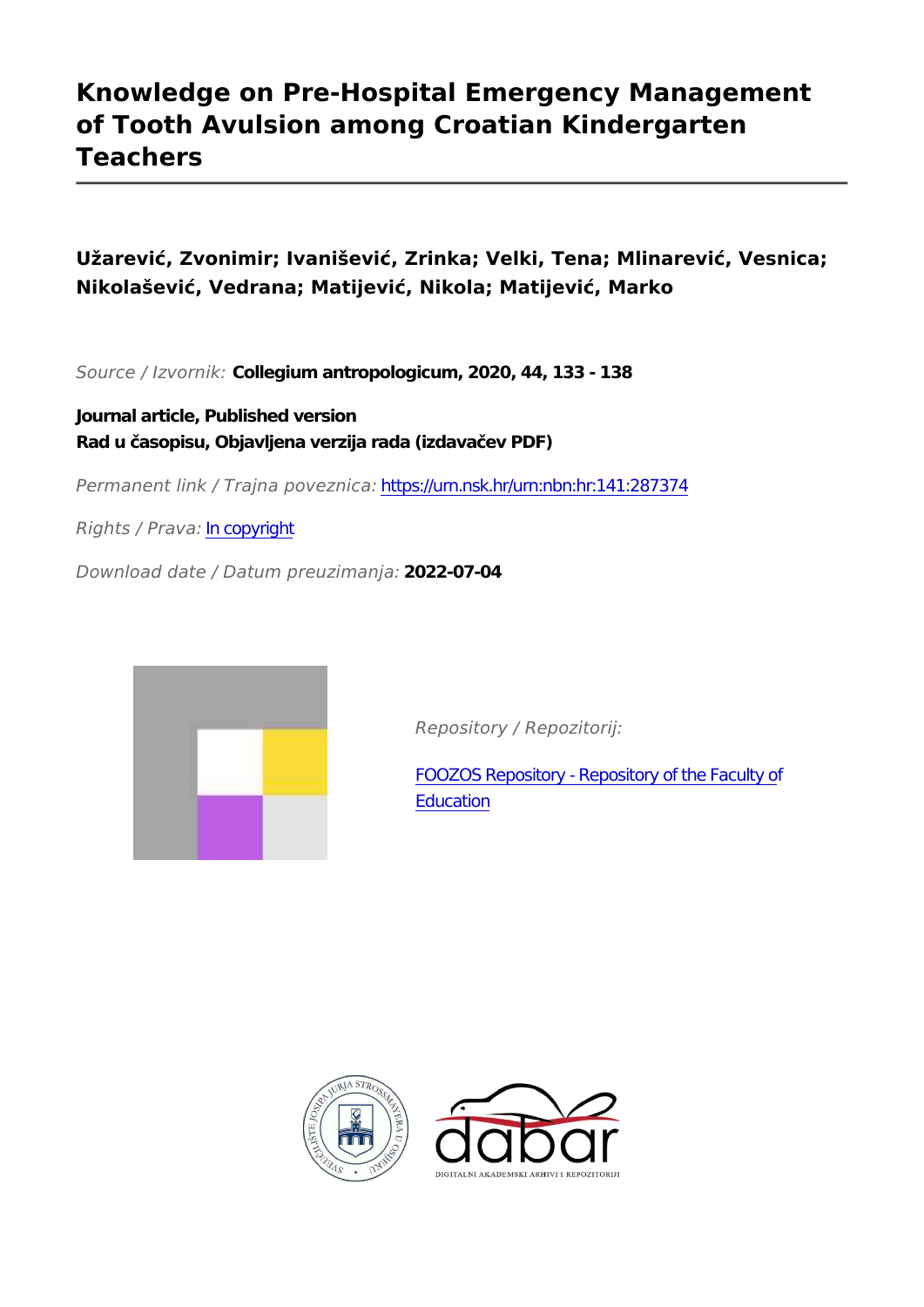# Knowledge on Pre-Hospital Emergency Management of Tooth Avulsion among Croatian Kindergarten Teachers

**Užarević, Zvonimir; Ivanišević, Zrinka; Velki, Tena; Mlinarević, Vesnica; Nikolašević, Vedrana; Matijević, Nikola; Matijević, Marko**

*Source / Izvornik:* **Collegium antropologicum, 2020, 44, 133 - 138**

**Journal article, Published version**
**Rad u časopisu, Objavljena verzija rada (izdavačev PDF)**

*Permanent link / Trajna poveznica:* https://urn.nsk.hr/urn:nbn:hr:141:287374

*Rights / Prava:* In copyright

*Download date / Datum preuzimanja:* **2022-07-04**

*Repository / Repozitorij:*

FOOZOS Repository - Repository of the Faculty of Education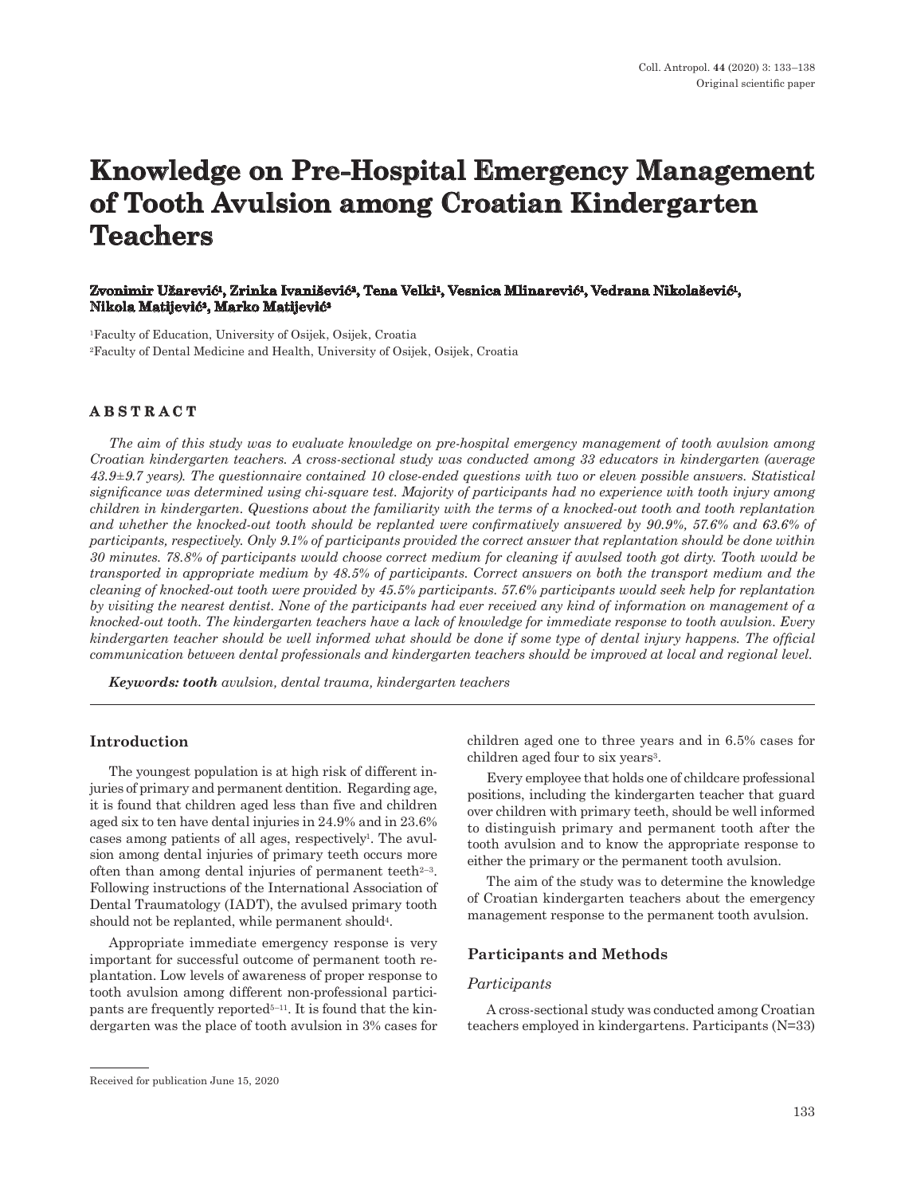# Knowledge on Pre-Hospital Emergency Management of Tooth Avulsion among Croatian Kindergarten Teachers

**Zvonimir Užarević[1], Zrinka Ivanišević[2], Tena Velki[1], Vesnica Mlinarević[1], Vedrana Nikolašević[1], Nikola Matijević[2], Marko Matijević[2]**

[1]Faculty of Education, University of Osijek, Osijek, Croatia

[2]Faculty of Dental Medicine and Health, University of Osijek, Osijek, Croatia

## ABSTRACT

*The aim of this study was to evaluate knowledge on pre-hospital emergency management of tooth avulsion among Croatian kindergarten teachers. A cross-sectional study was conducted among 33 educators in kindergarten (average 43.9±9.7 years). The questionnaire contained 10 close-ended questions with two or eleven possible answers. Statistical significance was determined using chi-square test. Majority of participants had no experience with tooth injury among children in kindergarten. Questions about the familiarity with the terms of a knocked-out tooth and tooth replantation and whether the knocked-out tooth should be replanted were confirmatively answered by 90.9%, 57.6% and 63.6% of participants, respectively. Only 9.1% of participants provided the correct answer that replantation should be done within 30 minutes. 78.8% of participants would choose correct medium for cleaning if avulsed tooth got dirty. Tooth would be transported in appropriate medium by 48.5% of participants. Correct answers on both the transport medium and the cleaning of knocked-out tooth were provided by 45.5% participants. 57.6% participants would seek help for replantation by visiting the nearest dentist. None of the participants had ever received any kind of information on management of a knocked-out tooth. The kindergarten teachers have a lack of knowledge for immediate response to tooth avulsion. Every kindergarten teacher should be well informed what should be done if some type of dental injury happens. The official communication between dental professionals and kindergarten teachers should be improved at local and regional level.*

***Keywords:** **tooth** avulsion, dental trauma, kindergarten teachers*

## Introduction

The youngest population is at high risk of different injuries of primary and permanent dentition. Regarding age, it is found that children aged less than five and children aged six to ten have dental injuries in 24.9% and in 23.6% cases among patients of all ages, respectively[1]. The avulsion among dental injuries of primary teeth occurs more often than among dental injuries of permanent teeth[2–3]. Following instructions of the International Association of Dental Traumatology (IADT), the avulsed primary tooth should not be replanted, while permanent should[4].

Appropriate immediate emergency response is very important for successful outcome of permanent tooth replantation. Low levels of awareness of proper response to tooth avulsion among different non-professional participants are frequently reported[5–11]. It is found that the kindergarten was the place of tooth avulsion in 3% cases for children aged one to three years and in 6.5% cases for children aged four to six years[3].

Every employee that holds one of childcare professional positions, including the kindergarten teacher that guard over children with primary teeth, should be well informed to distinguish primary and permanent tooth after the tooth avulsion and to know the appropriate response to either the primary or the permanent tooth avulsion.

The aim of the study was to determine the knowledge of Croatian kindergarten teachers about the emergency management response to the permanent tooth avulsion.

## Participants and Methods

### Participants

A cross-sectional study was conducted among Croatian teachers employed in kindergartens. Participants (N=33)

Received for publication June 15, 2020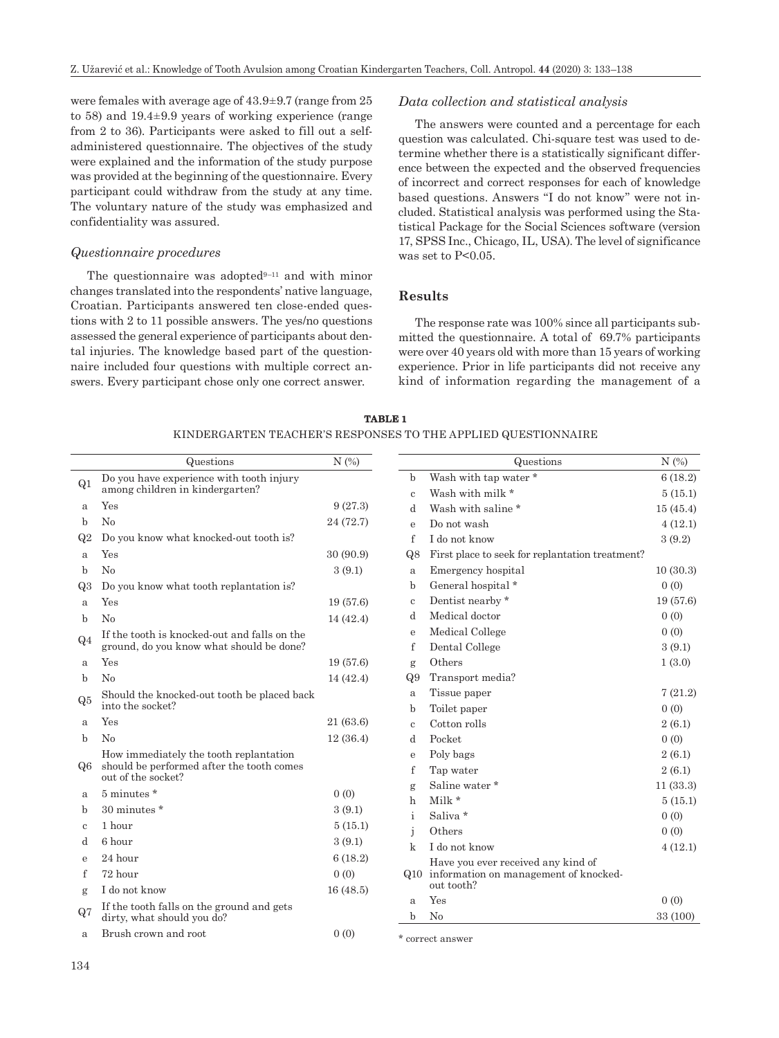were females with average age of 43.9±9.7 (range from 25 to 58) and 19.4±9.9 years of working experience (range from 2 to 36). Participants were asked to fill out a self-administered questionnaire. The objectives of the study were explained and the information of the study purpose was provided at the beginning of the questionnaire. Every participant could withdraw from the study at any time. The voluntary nature of the study was emphasized and confidentiality was assured.

### *Questionnaire procedures*

The questionnaire was adopted[9–11] and with minor changes translated into the respondents' native language, Croatian. Participants answered ten close-ended questions with 2 to 11 possible answers. The yes/no questions assessed the general experience of participants about dental injuries. The knowledge based part of the questionnaire included four questions with multiple correct answers. Every participant chose only one correct answer.

### *Data collection and statistical analysis*

The answers were counted and a percentage for each question was calculated. Chi-square test was used to determine whether there is a statistically significant difference between the expected and the observed frequencies of incorrect and correct responses for each of knowledge based questions. Answers "I do not know" were not included. Statistical analysis was performed using the Statistical Package for the Social Sciences software (version 17, SPSS Inc., Chicago, IL, USA). The level of significance was set to $P<0.05$.

## Results

The response rate was 100% since all participants submitted the questionnaire. A total of 69.7% participants were over 40 years old with more than 15 years of working experience. Prior in life participants did not receive any kind of information regarding the management of a

**TABLE 1**
KINDERGARTEN TEACHER'S RESPONSES TO THE APPLIED QUESTIONNAIRE

| | Questions | N (%) |
|---|---|---|
| Q1 | Do you have experience with tooth injury among children in kindergarten? | |
| a | Yes | 9 (27.3) |
| b | No | 24 (72.7) |
| Q2 | Do you know what knocked-out tooth is? | |
| a | Yes | 30 (90.9) |
| b | No | 3 (9.1) |
| Q3 | Do you know what tooth replantation is? | |
| a | Yes | 19 (57.6) |
| b | No | 14 (42.4) |
| Q4 | If the tooth is knocked-out and falls on the ground, do you know what should be done? | |
| a | Yes | 19 (57.6) |
| b | No | 14 (42.4) |
| Q5 | Should the knocked-out tooth be placed back into the socket? | |
| a | Yes | 21 (63.6) |
| b | No | 12 (36.4) |
| Q6 | How immediately the tooth replantation should be performed after the tooth comes out of the socket? | |
| a | 5 minutes * | 0 (0) |
| b | 30 minutes * | 3 (9.1) |
| c | 1 hour | 5 (15.1) |
| d | 6 hour | 3 (9.1) |
| e | 24 hour | 6 (18.2) |
| f | 72 hour | 0 (0) |
| g | I do not know | 16 (48.5) |
| Q7 | If the tooth falls on the ground and gets dirty, what should you do? | |
| a | Brush crown and root | 0 (0) |
| b | Wash with tap water * | 6 (18.2) |
| c | Wash with milk * | 5 (15.1) |
| d | Wash with saline * | 15 (45.4) |
| e | Do not wash | 4 (12.1) |
| f | I do not know | 3 (9.2) |
| Q8 | First place to seek for replantation treatment? | |
| a | Emergency hospital | 10 (30.3) |
| b | General hospital * | 0 (0) |
| c | Dentist nearby * | 19 (57.6) |
| d | Medical doctor | 0 (0) |
| e | Medical College | 0 (0) |
| f | Dental College | 3 (9.1) |
| g | Others | 1 (3.0) |
| Q9 | Transport media? | |
| a | Tissue paper | 7 (21.2) |
| b | Toilet paper | 0 (0) |
| c | Cotton rolls | 2 (6.1) |
| d | Pocket | 0 (0) |
| e | Poly bags | 2 (6.1) |
| f | Tap water | 2 (6.1) |
| g | Saline water * | 11 (33.3) |
| h | Milk * | 5 (15.1) |
| i | Saliva * | 0 (0) |
| j | Others | 0 (0) |
| k | I do not know | 4 (12.1) |
| Q10 | Have you ever received any kind of information on management of knocked-out tooth? | |
| a | Yes | 0 (0) |
| b | No | 33 (100) |

\* correct answer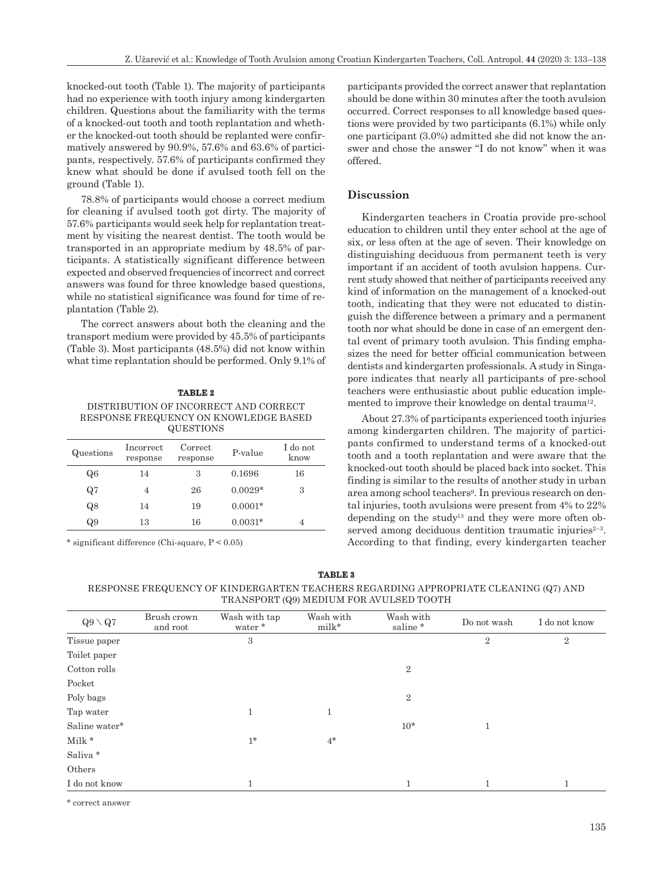knocked-out tooth (Table 1). The majority of participants had no experience with tooth injury among kindergarten children. Questions about the familiarity with the terms of a knocked-out tooth and tooth replantation and whether the knocked-out tooth should be replanted were confirmatively answered by 90.9%, 57.6% and 63.6% of participants, respectively. 57.6% of participants confirmed they knew what should be done if avulsed tooth fell on the ground (Table 1).

78.8% of participants would choose a correct medium for cleaning if avulsed tooth got dirty. The majority of 57.6% participants would seek help for replantation treatment by visiting the nearest dentist. The tooth would be transported in an appropriate medium by 48.5% of participants. A statistically significant difference between expected and observed frequencies of incorrect and correct answers was found for three knowledge based questions, while no statistical significance was found for time of replantation (Table 2).

The correct answers about both the cleaning and the transport medium were provided by 45.5% of participants (Table 3). Most participants (48.5%) did not know within what time replantation should be performed. Only 9.1% of participants provided the correct answer that replantation should be done within 30 minutes after the tooth avulsion occurred. Correct responses to all knowledge based questions were provided by two participants (6.1%) while only one participant (3.0%) admitted she did not know the answer and chose the answer "I do not know" when it was offered.

**TABLE 2**
DISTRIBUTION OF INCORRECT AND CORRECT RESPONSE FREQUENCY ON KNOWLEDGE BASED QUESTIONS

| Questions | Incorrect response | Correct response | P-value | I do not know |
|---|---|---|---|---|
| Q6 | 14 | 3 | 0.1696 | 16 |
| Q7 | 4 | 26 | 0.0029* | 3 |
| Q8 | 14 | 19 | 0.0001* | |
| Q9 | 13 | 16 | 0.0031* | 4 |

* significant difference (Chi-square, $P < 0.05$)

## Discussion

Kindergarten teachers in Croatia provide pre-school education to children until they enter school at the age of six, or less often at the age of seven. Their knowledge on distinguishing deciduous from permanent teeth is very important if an accident of tooth avulsion happens. Current study showed that neither of participants received any kind of information on the management of a knocked-out tooth, indicating that they were not educated to distinguish the difference between a primary and a permanent tooth nor what should be done in case of an emergent dental event of primary tooth avulsion. This finding emphasizes the need for better official communication between dentists and kindergarten professionals. A study in Singapore indicates that nearly all participants of pre-school teachers were enthusiastic about public education implemented to improve their knowledge on dental trauma[12].

About 27.3% of participants experienced tooth injuries among kindergarten children. The majority of participants confirmed to understand terms of a knocked-out tooth and a tooth replantation and were aware that the knocked-out tooth should be placed back into socket. This finding is similar to the results of another study in urban area among school teachers[9]. In previous research on dental injuries, tooth avulsions were present from 4% to 22% depending on the study[13] and they were more often observed among deciduous dentition traumatic injuries[2–3]. According to that finding, every kindergarten teacher

**TABLE 3**
RESPONSE FREQUENCY OF KINDERGARTEN TEACHERS REGARDING APPROPRIATE CLEANING (Q7) AND TRANSPORT (Q9) MEDIUM FOR AVULSED TOOTH

| Q9 \ Q7 | Brush crown and root | Wash with tap water * | Wash with milk* | Wash with saline * | Do not wash | I do not know |
|---|---|---|---|---|---|---|
| Tissue paper | | 3 | | | 2 | 2 |
| Toilet paper | | | | | | |
| Cotton rolls | | | | 2 | | |
| Pocket | | | | | | |
| Poly bags | | | | 2 | | |
| Tap water | | 1 | 1 | | | |
| Saline water* | | | | 10* | 1 | |
| Milk * | | 1* | 4* | | | |
| Saliva * | | | | | | |
| Others | | | | | | |
| I do not know | | 1 | | 1 | 1 | 1 |

* correct answer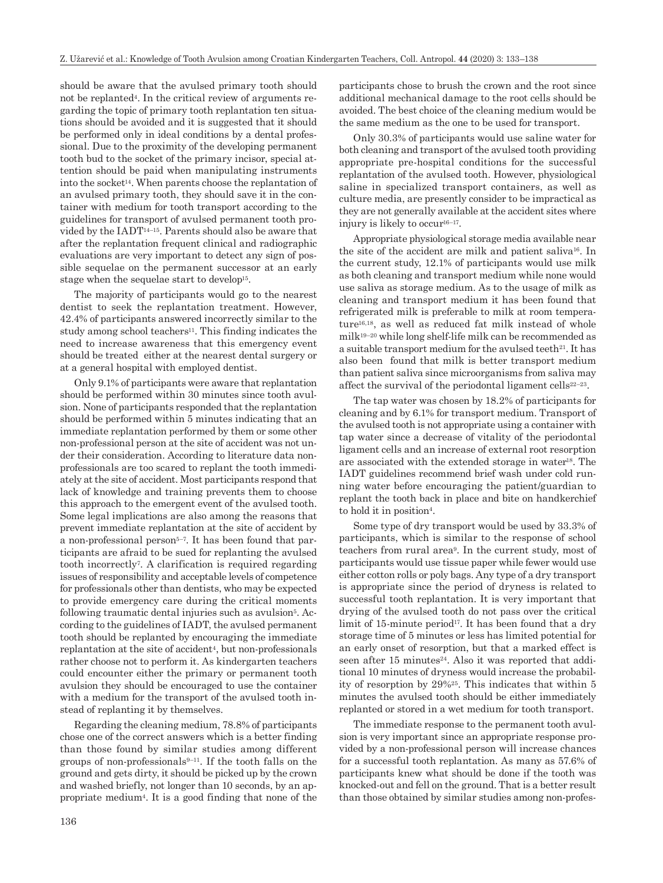should be aware that the avulsed primary tooth should not be replanted[4]. In the critical review of arguments regarding the topic of primary tooth replantation ten situations should be avoided and it is suggested that it should be performed only in ideal conditions by a dental professional. Due to the proximity of the developing permanent tooth bud to the socket of the primary incisor, special attention should be paid when manipulating instruments into the socket[14]. When parents choose the replantation of an avulsed primary tooth, they should save it in the container with medium for tooth transport according to the guidelines for transport of avulsed permanent tooth provided by the IADT[14–15]. Parents should also be aware that after the replantation frequent clinical and radiographic evaluations are very important to detect any sign of possible sequelae on the permanent successor at an early stage when the sequelae start to develop[15].

The majority of participants would go to the nearest dentist to seek the replantation treatment. However, 42.4% of participants answered incorrectly similar to the study among school teachers[11]. This finding indicates the need to increase awareness that this emergency event should be treated either at the nearest dental surgery or at a general hospital with employed dentist.

Only 9.1% of participants were aware that replantation should be performed within 30 minutes since tooth avulsion. None of participants responded that the replantation should be performed within 5 minutes indicating that an immediate replantation performed by them or some other non-professional person at the site of accident was not under their consideration. According to literature data non-professionals are too scared to replant the tooth immediately at the site of accident. Most participants respond that lack of knowledge and training prevents them to choose this approach to the emergent event of the avulsed tooth. Some legal implications are also among the reasons that prevent immediate replantation at the site of accident by a non-professional person[5–7]. It has been found that participants are afraid to be sued for replanting the avulsed tooth incorrectly[7]. A clarification is required regarding issues of responsibility and acceptable levels of competence for professionals other than dentists, who may be expected to provide emergency care during the critical moments following traumatic dental injuries such as avulsion[5]. According to the guidelines of IADT, the avulsed permanent tooth should be replanted by encouraging the immediate replantation at the site of accident[4], but non-professionals rather choose not to perform it. As kindergarten teachers could encounter either the primary or permanent tooth avulsion they should be encouraged to use the container with a medium for the transport of the avulsed tooth instead of replanting it by themselves.

Regarding the cleaning medium, 78.8% of participants chose one of the correct answers which is a better finding than those found by similar studies among different groups of non-professionals[9–11]. If the tooth falls on the ground and gets dirty, it should be picked up by the crown and washed briefly, not longer than 10 seconds, by an appropriate medium[4]. It is a good finding that none of the participants chose to brush the crown and the root since additional mechanical damage to the root cells should be avoided. The best choice of the cleaning medium would be the same medium as the one to be used for transport.

Only 30.3% of participants would use saline water for both cleaning and transport of the avulsed tooth providing appropriate pre-hospital conditions for the successful replantation of the avulsed tooth. However, physiological saline in specialized transport containers, as well as culture media, are presently consider to be impractical as they are not generally available at the accident sites where injury is likely to occur[16–17].

Appropriate physiological storage media available near the site of the accident are milk and patient saliva[16]. In the current study, 12.1% of participants would use milk as both cleaning and transport medium while none would use saliva as storage medium. As to the usage of milk as cleaning and transport medium it has been found that refrigerated milk is preferable to milk at room temperature[16,18], as well as reduced fat milk instead of whole milk[19–20] while long shelf-life milk can be recommended as a suitable transport medium for the avulsed teeth[21]. It has also been found that milk is better transport medium than patient saliva since microorganisms from saliva may affect the survival of the periodontal ligament cells[22–23].

The tap water was chosen by 18.2% of participants for cleaning and by 6.1% for transport medium. Transport of the avulsed tooth is not appropriate using a container with tap water since a decrease of vitality of the periodontal ligament cells and an increase of external root resorption are associated with the extended storage in water[18]. The IADT guidelines recommend brief wash under cold running water before encouraging the patient/guardian to replant the tooth back in place and bite on handkerchief to hold it in position[4].

Some type of dry transport would be used by 33.3% of participants, which is similar to the response of school teachers from rural area[9]. In the current study, most of participants would use tissue paper while fewer would use either cotton rolls or poly bags. Any type of a dry transport is appropriate since the period of dryness is related to successful tooth replantation. It is very important that drying of the avulsed tooth do not pass over the critical limit of 15-minute period[17]. It has been found that a dry storage time of 5 minutes or less has limited potential for an early onset of resorption, but that a marked effect is seen after 15 minutes[24]. Also it was reported that additional 10 minutes of dryness would increase the probability of resorption by 29%[25]. This indicates that within 5 minutes the avulsed tooth should be either immediately replanted or stored in a wet medium for tooth transport.

The immediate response to the permanent tooth avulsion is very important since an appropriate response provided by a non-professional person will increase chances for a successful tooth replantation. As many as 57.6% of participants knew what should be done if the tooth was knocked-out and fell on the ground. That is a better result than those obtained by similar studies among non-profes-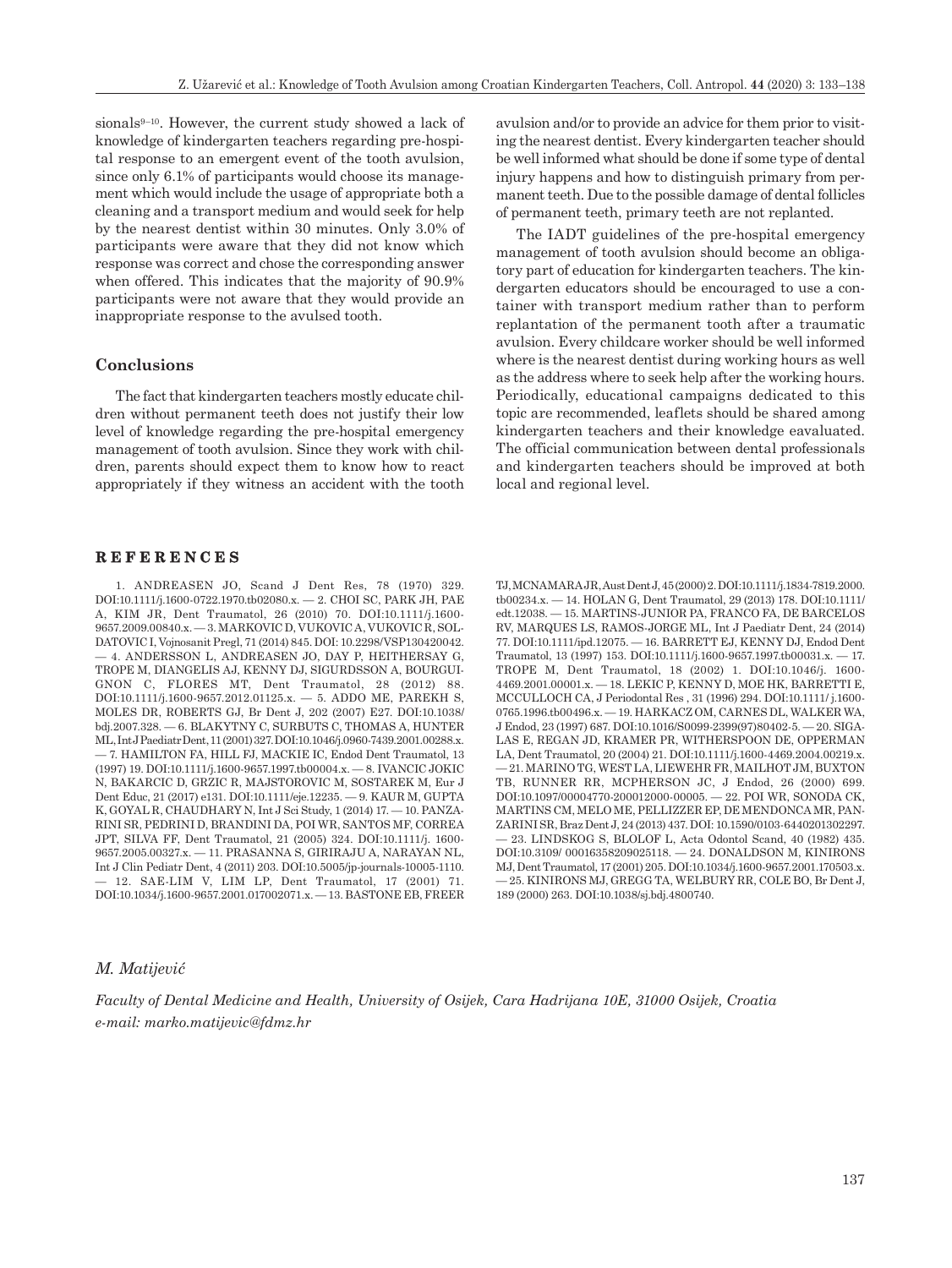sionals[9–10]. However, the current study showed a lack of knowledge of kindergarten teachers regarding pre-hospital response to an emergent event of the tooth avulsion, since only 6.1% of participants would choose its management which would include the usage of appropriate both a cleaning and a transport medium and would seek for help by the nearest dentist within 30 minutes. Only 3.0% of participants were aware that they did not know which response was correct and chose the corresponding answer when offered. This indicates that the majority of 90.9% participants were not aware that they would provide an inappropriate response to the avulsed tooth.

## Conclusions

The fact that kindergarten teachers mostly educate children without permanent teeth does not justify their low level of knowledge regarding the pre-hospital emergency management of tooth avulsion. Since they work with children, parents should expect them to know how to react appropriately if they witness an accident with the tooth avulsion and/or to provide an advice for them prior to visiting the nearest dentist. Every kindergarten teacher should be well informed what should be done if some type of dental injury happens and how to distinguish primary from permanent teeth. Due to the possible damage of dental follicles of permanent teeth, primary teeth are not replanted.

The IADT guidelines of the pre-hospital emergency management of tooth avulsion should become an obligatory part of education for kindergarten teachers. The kindergarten educators should be encouraged to use a container with transport medium rather than to perform replantation of the permanent tooth after a traumatic avulsion. Every childcare worker should be well informed where is the nearest dentist during working hours as well as the address where to seek help after the working hours. Periodically, educational campaigns dedicated to this topic are recommended, leaflets should be shared among kindergarten teachers and their knowledge eavaluated. The official communication between dental professionals and kindergarten teachers should be improved at both local and regional level.

## REFERENCES

1. ANDREASEN JO, Scand J Dent Res, 78 (1970) 329. DOI:10.1111/j.1600-0722.1970.tb02080.x. — 2. CHOI SC, PARK JH, PAE A, KIM JR, Dent Traumatol, 26 (2010) 70. DOI:10.1111/j.1600-9657.2009.00840.x. — 3. MARKOVIC D, VUKOVIC A, VUKOVIC R, SOLDATOVIC I, Vojnosanit Pregl, 71 (2014) 845. DOI: 10.2298/VSP130420042. — 4. ANDERSSON L, ANDREASEN JO, DAY P, HEITHERSAY G, TROPE M, DIANGELIS AJ, KENNY DJ, SIGURDSSON A, BOURGUIGNON C, FLORES MT, Dent Traumatol, 28 (2012) 88. DOI:10.1111/j.1600-9657.2012.01125.x. — 5. ADDO ME, PAREKH S, MOLES DR, ROBERTS GJ, Br Dent J, 202 (2007) E27. DOI:10.1038/bdj.2007.328. — 6. BLAKYTNY C, SURBUTS C, THOMAS A, HUNTER ML, Int J Paediatr Dent, 11 (2001) 327. DOI:10.1046/j.0960-7439.2001.00288.x. — 7. HAMILTON FA, HILL FJ, MACKIE IC, Endod Dent Traumatol, 13 (1997) 19. DOI:10.1111/j.1600-9657.1997.tb00004.x. — 8. IVANCIC JOKIC N, BAKARCIC D, GRZIC R, MAJSTOROVIC M, SOSTAREK M, Eur J Dent Educ, 21 (2017) e131. DOI:10.1111/eje.12235. — 9. KAUR M, GUPTA K, GOYAL R, CHAUDHARY N, Int J Sci Study, 1 (2014) 17. — 10. PANZARINI SR, PEDRINI D, BRANDINI DA, POI WR, SANTOS MF, CORREA JPT, SILVA FF, Dent Traumatol, 21 (2005) 324. DOI:10.1111/j.1600-9657.2005.00327.x. — 11. PRASANNA S, GIRIRAJU A, NARAYAN NL, Int J Clin Pediatr Dent, 4 (2011) 203. DOI:10.5005/jp-journals-10005-1110. — 12. SAE-LIM V, LIM LP, Dent Traumatol, 17 (2001) 71. DOI:10.1034/j.1600-9657.2001.017002071.x. — 13. BASTONE EB, FREER TJ, MCNAMARA JR, Aust Dent J, 45 (2000) 2. DOI:10.1111/j.1834-7819.2000.tb00234.x. — 14. HOLAN G, Dent Traumatol, 29 (2013) 178. DOI:10.1111/edt.12038. — 15. MARTINS-JUNIOR PA, FRANCO FA, DE BARCELOS RV, MARQUES LS, RAMOS-JORGE ML, Int J Paediatr Dent, 24 (2014) 77. DOI:10.1111/ipd.12075. — 16. BARRETT EJ, KENNY DJ, Endod Dent Traumatol, 13 (1997) 153. DOI:10.1111/j.1600-9657.1997.tb00031.x. — 17. TROPE M, Dent Traumatol, 18 (2002) 1. DOI:10.1046/j.1600-4469.2001.00001.x. — 18. LEKIC P, KENNY D, MOE HK, BARRETTI E, MCCULLOCH CA, J Periodontal Res, 31 (1996) 294. DOI:10.1111/j.1600-0765.1996.tb00496.x. — 19. HARKACZ OM, CARNES DL, WALKER WA, J Endod, 23 (1997) 687. DOI:10.1016/S0099-2399(97)80402-5. — 20. SIGALAS E, REGAN JD, KRAMER PR, WITHERSPOON DE, OPPERMAN LA, Dent Traumatol, 20 (2004) 21. DOI:10.1111/j.1600-4469.2004.00219.x. — 21. MARINO TG, WEST LA, LIEWEHR FR, MAILHOT JM, BUXTON TB, RUNNER RR, MCPHERSON JC, J Endod, 26 (2000) 699. DOI:10.1097/00004770-200012000-00005. — 22. POI WR, SONODA CK, MARTINS CM, MELO ME, PELLIZZER EP, DE MENDONCA MR, PANZARINI SR, Braz Dent J, 24 (2013) 437. DOI: 10.1590/0103-6440201302297. — 23. LINDSKOG S, BLOLOF L, Acta Odontol Scand, 40 (1982) 435. DOI:10.3109/00016358209025118. — 24. DONALDSON M, KINIRONS MJ, Dent Traumatol, 17 (2001) 205. DOI:10.1034/j.1600-9657.2001.170503.x. — 25. KINIRONS MJ, GREGG TA, WELBURY RR, COLE BO, Br Dent J, 189 (2000) 263. DOI:10.1038/sj.bdj.4800740.

*M. Matijević*

*Faculty of Dental Medicine and Health, University of Osijek, Cara Hadrijana 10E, 31000 Osijek, Croatia*
*e-mail: marko.matijevic@fdmz.hr*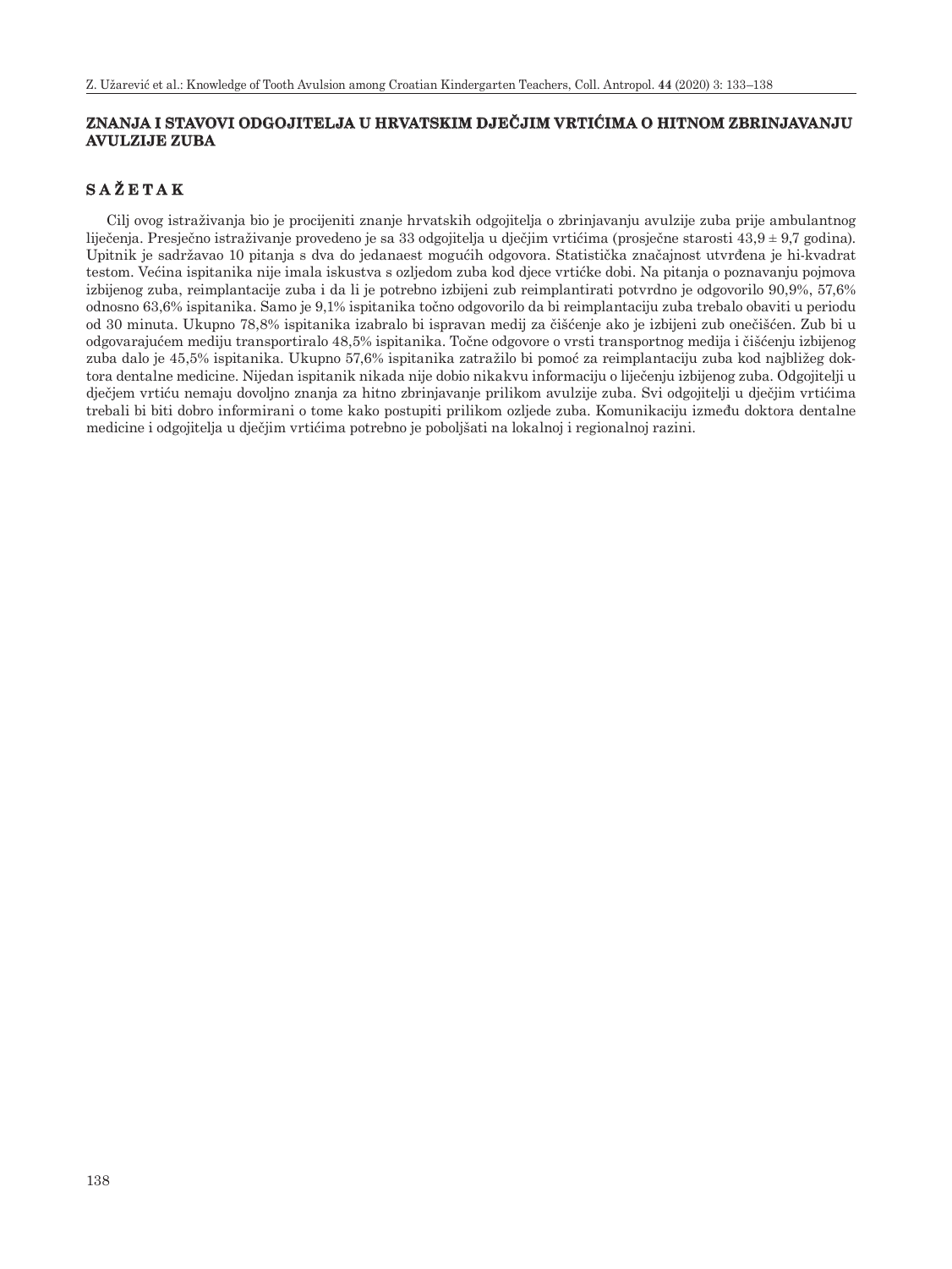## ZNANJA I STAVOVI ODGOJITELJA U HRVATSKIM DJEČJIM VRTIĆIMA O HITNOM ZBRINJAVANJU AVULZIJE ZUBA

### SAŽETAK

Cilj ovog istraživanja bio je procijeniti znanje hrvatskih odgojitelja o zbrinjavanju avulzije zuba prije ambulantnog liječenja. Presječno istraživanje provedeno je sa 33 odgojitelja u dječjim vrtićima (prosječne starosti 43,9 ± 9,7 godina). Upitnik je sadržavao 10 pitanja s dva do jedanaest mogućih odgovora. Statistička značajnost utvrđena je hi-kvadrat testom. Većina ispitanika nije imala iskustva s ozljedom zuba kod djece vrtićke dobi. Na pitanja o poznavanju pojmova izbijenog zuba, reimplantacije zuba i da li je potrebno izbijeni zub reimplantirati potvrdno je odgovorilo 90,9%, 57,6% odnosno 63,6% ispitanika. Samo je 9,1% ispitanika točno odgovorilo da bi reimplantaciju zuba trebalo obaviti u periodu od 30 minuta. Ukupno 78,8% ispitanika izabralo bi ispravan medij za čišćenje ako je izbijeni zub onečišćen. Zub bi u odgovarajućem mediju transportiralo 48,5% ispitanika. Točne odgovore o vrsti transportnog medija i čišćenju izbijenog zuba dalo je 45,5% ispitanika. Ukupno 57,6% ispitanika zatražilo bi pomoć za reimplantaciju zuba kod najbližeg doktora dentalne medicine. Nijedan ispitanik nikada nije dobio nikakvu informaciju o liječenju izbijenog zuba. Odgojitelji u dječjem vrtiću nemaju dovoljno znanja za hitno zbrinjavanje prilikom avulzije zuba. Svi odgojitelji u dječjim vrtićima trebali bi biti dobro informirani o tome kako postupiti prilikom ozljede zuba. Komunikaciju između doktora dentalne medicine i odgojitelja u dječjim vrtićima potrebno je poboljšati na lokalnoj i regionalnoj razini.